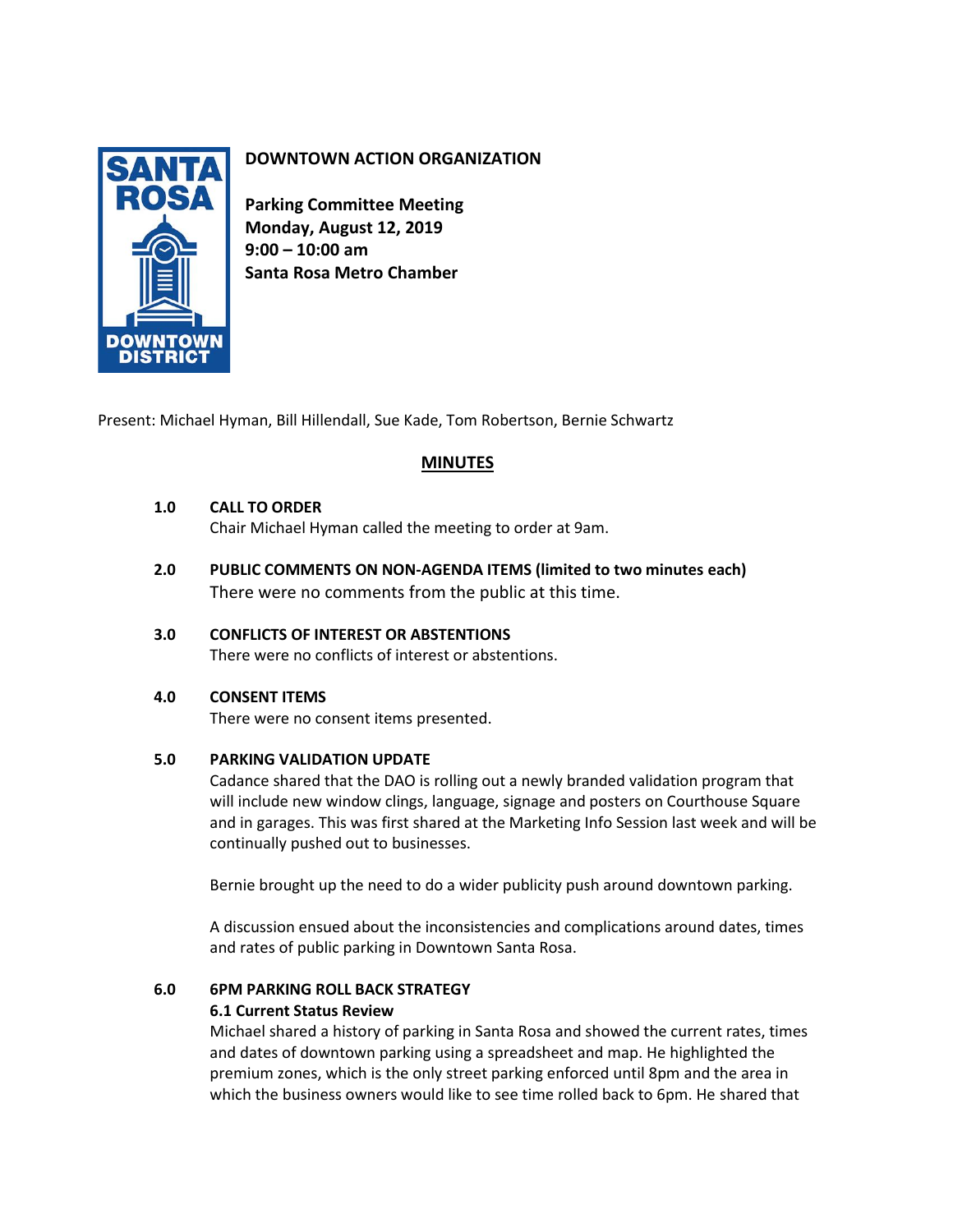# DOWNTOWN ACTION ORGANIZATION

**Parking Committee Meeting**
**Monday, August 12, 2019**
**9:00 – 10:00 am**
**Santa Rosa Metro Chamber**

Present: Michael Hyman, Bill Hillendall, Sue Kade, Tom Robertson, Bernie Schwartz

## MINUTES

**1.0 CALL TO ORDER**

Chair Michael Hyman called the meeting to order at 9am.

**2.0 PUBLIC COMMENTS ON NON-AGENDA ITEMS (limited to two minutes each)**

There were no comments from the public at this time.

**3.0 CONFLICTS OF INTEREST OR ABSTENTIONS**

There were no conflicts of interest or abstentions.

**4.0 CONSENT ITEMS**

There were no consent items presented.

**5.0 PARKING VALIDATION UPDATE**

Cadance shared that the DAO is rolling out a newly branded validation program that will include new window clings, language, signage and posters on Courthouse Square and in garages. This was first shared at the Marketing Info Session last week and will be continually pushed out to businesses.

Bernie brought up the need to do a wider publicity push around downtown parking.

A discussion ensued about the inconsistencies and complications around dates, times and rates of public parking in Downtown Santa Rosa.

**6.0 6PM PARKING ROLL BACK STRATEGY**

**6.1 Current Status Review**

Michael shared a history of parking in Santa Rosa and showed the current rates, times and dates of downtown parking using a spreadsheet and map. He highlighted the premium zones, which is the only street parking enforced until 8pm and the area in which the business owners would like to see time rolled back to 6pm. He shared that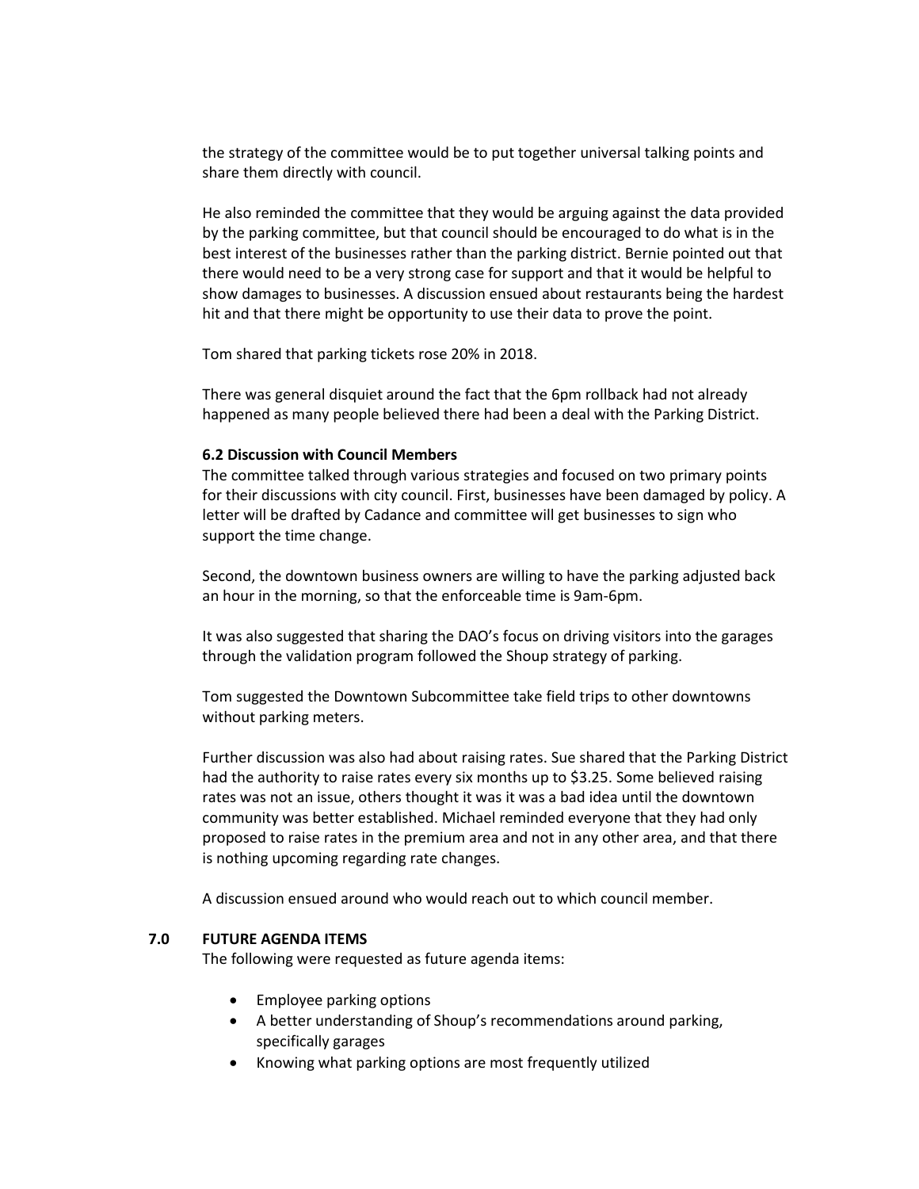the strategy of the committee would be to put together universal talking points and share them directly with council.

He also reminded the committee that they would be arguing against the data provided by the parking committee, but that council should be encouraged to do what is in the best interest of the businesses rather than the parking district. Bernie pointed out that there would need to be a very strong case for support and that it would be helpful to show damages to businesses. A discussion ensued about restaurants being the hardest hit and that there might be opportunity to use their data to prove the point.

Tom shared that parking tickets rose 20% in 2018.

There was general disquiet around the fact that the 6pm rollback had not already happened as many people believed there had been a deal with the Parking District.

### 6.2 Discussion with Council Members

The committee talked through various strategies and focused on two primary points for their discussions with city council. First, businesses have been damaged by policy. A letter will be drafted by Cadance and committee will get businesses to sign who support the time change.

Second, the downtown business owners are willing to have the parking adjusted back an hour in the morning, so that the enforceable time is 9am-6pm.

It was also suggested that sharing the DAO's focus on driving visitors into the garages through the validation program followed the Shoup strategy of parking.

Tom suggested the Downtown Subcommittee take field trips to other downtowns without parking meters.

Further discussion was also had about raising rates. Sue shared that the Parking District had the authority to raise rates every six months up to $3.25. Some believed raising rates was not an issue, others thought it was it was a bad idea until the downtown community was better established. Michael reminded everyone that they had only proposed to raise rates in the premium area and not in any other area, and that there is nothing upcoming regarding rate changes.

A discussion ensued around who would reach out to which council member.

## 7.0 FUTURE AGENDA ITEMS

The following were requested as future agenda items:

- Employee parking options
- A better understanding of Shoup's recommendations around parking, specifically garages
- Knowing what parking options are most frequently utilized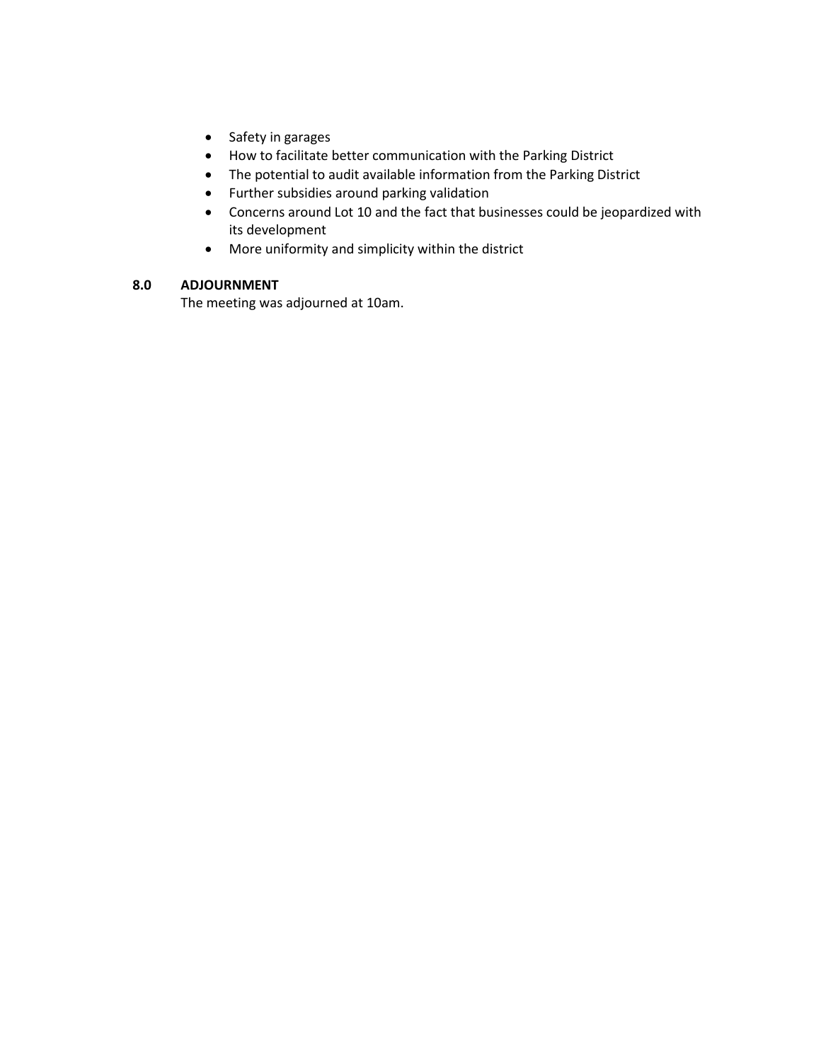- Safety in garages
- How to facilitate better communication with the Parking District
- The potential to audit available information from the Parking District
- Further subsidies around parking validation
- Concerns around Lot 10 and the fact that businesses could be jeopardized with its development
- More uniformity and simplicity within the district

## 8.0 ADJOURNMENT

The meeting was adjourned at 10am.